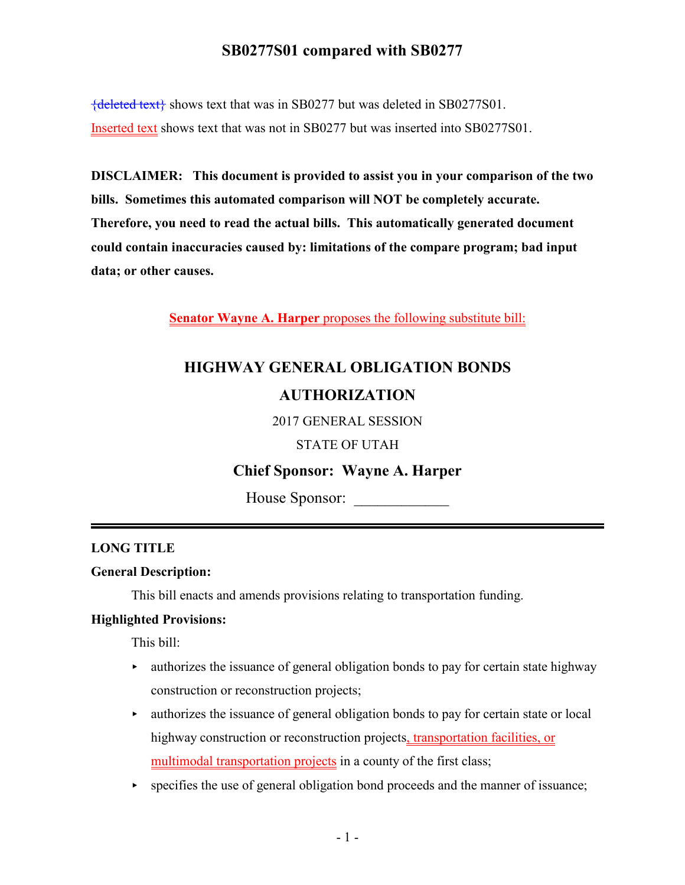# SB0277S01 compared with SB0277

{deleted text} shows text that was in SB0277 but was deleted in SB0277S01.

Inserted text shows text that was not in SB0277 but was inserted into SB0277S01.

**DISCLAIMER: This document is provided to assist you in your comparison of the two bills. Sometimes this automated comparison will NOT be completely accurate. Therefore, you need to read the actual bills. This automatically generated document could contain inaccuracies caused by: limitations of the compare program; bad input data; or other causes.**

**Senator Wayne A. Harper** proposes the following substitute bill:

## HIGHWAY GENERAL OBLIGATION BONDS AUTHORIZATION

2017 GENERAL SESSION

STATE OF UTAH

### Chief Sponsor: Wayne A. Harper

House Sponsor: ____________

---

**LONG TITLE**

**General Description:**

This bill enacts and amends provisions relating to transportation funding.

**Highlighted Provisions:**

This bill:

- authorizes the issuance of general obligation bonds to pay for certain state highway construction or reconstruction projects;
- authorizes the issuance of general obligation bonds to pay for certain state or local highway construction or reconstruction projects, transportation facilities, or multimodal transportation projects in a county of the first class;
- specifies the use of general obligation bond proceeds and the manner of issuance;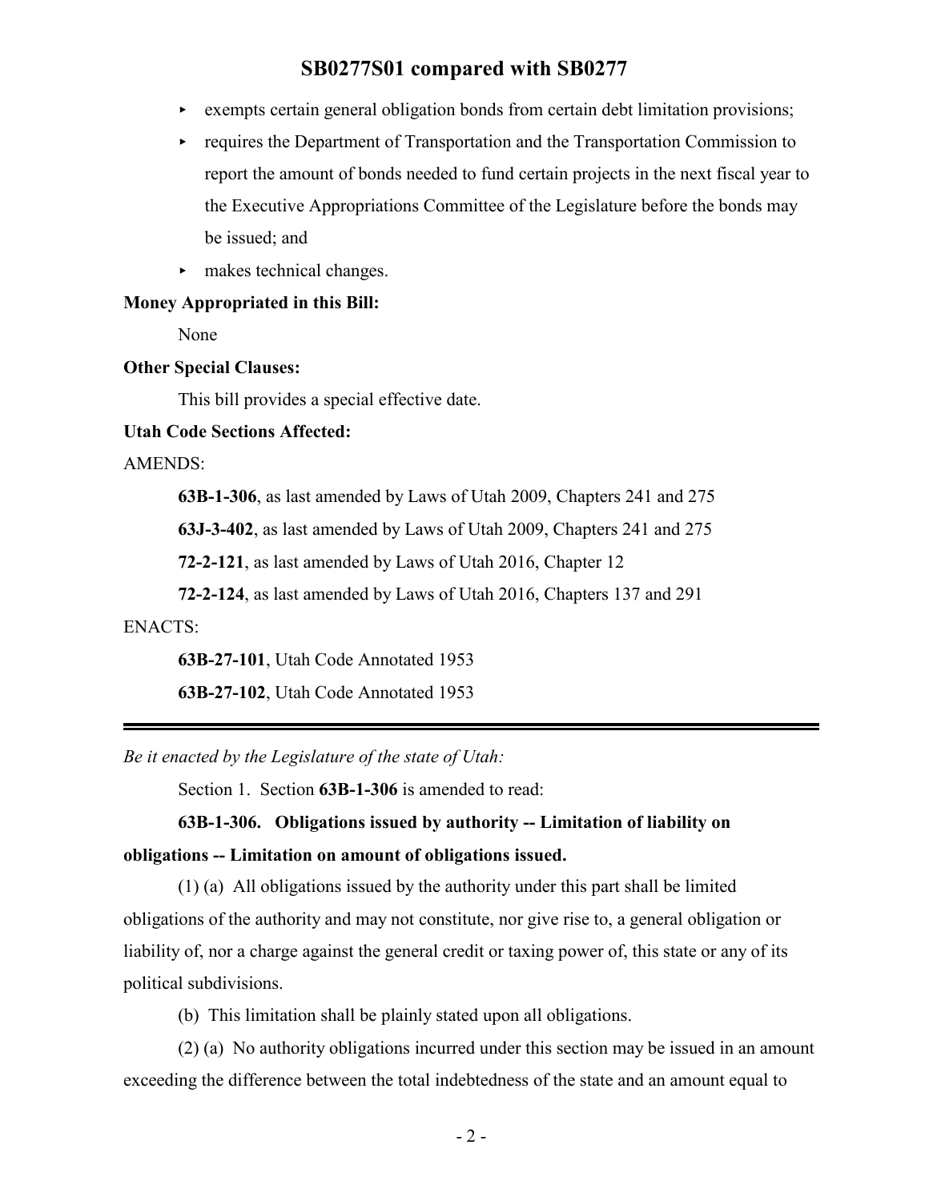- exempts certain general obligation bonds from certain debt limitation provisions;
- requires the Department of Transportation and the Transportation Commission to report the amount of bonds needed to fund certain projects in the next fiscal year to the Executive Appropriations Committee of the Legislature before the bonds may be issued; and
- makes technical changes.

**Money Appropriated in this Bill:**

None

**Other Special Clauses:**

This bill provides a special effective date.

**Utah Code Sections Affected:**

AMENDS:

**63B-1-306**, as last amended by Laws of Utah 2009, Chapters 241 and 275

**63J-3-402**, as last amended by Laws of Utah 2009, Chapters 241 and 275

**72-2-121**, as last amended by Laws of Utah 2016, Chapter 12

**72-2-124**, as last amended by Laws of Utah 2016, Chapters 137 and 291

ENACTS:

**63B-27-101**, Utah Code Annotated 1953

**63B-27-102**, Utah Code Annotated 1953

---

*Be it enacted by the Legislature of the state of Utah:*

Section 1. Section **63B-1-306** is amended to read:

**63B-1-306. Obligations issued by authority -- Limitation of liability on obligations -- Limitation on amount of obligations issued.**

(1) (a) All obligations issued by the authority under this part shall be limited obligations of the authority and may not constitute, nor give rise to, a general obligation or liability of, nor a charge against the general credit or taxing power of, this state or any of its political subdivisions.

(b) This limitation shall be plainly stated upon all obligations.

(2) (a) No authority obligations incurred under this section may be issued in an amount exceeding the difference between the total indebtedness of the state and an amount equal to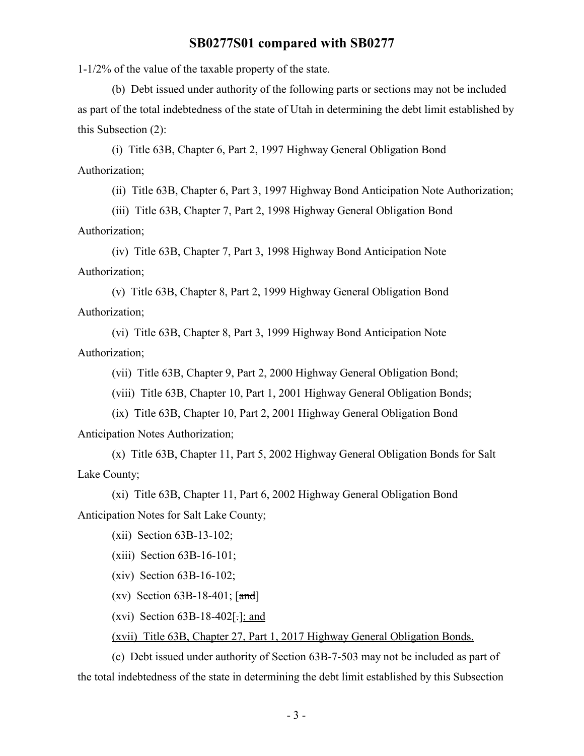1-1/2% of the value of the taxable property of the state.

(b) Debt issued under authority of the following parts or sections may not be included as part of the total indebtedness of the state of Utah in determining the debt limit established by this Subsection (2):

(i) Title 63B, Chapter 6, Part 2, 1997 Highway General Obligation Bond Authorization;

(ii) Title 63B, Chapter 6, Part 3, 1997 Highway Bond Anticipation Note Authorization;

(iii) Title 63B, Chapter 7, Part 2, 1998 Highway General Obligation Bond Authorization;

(iv) Title 63B, Chapter 7, Part 3, 1998 Highway Bond Anticipation Note Authorization;

(v) Title 63B, Chapter 8, Part 2, 1999 Highway General Obligation Bond Authorization;

(vi) Title 63B, Chapter 8, Part 3, 1999 Highway Bond Anticipation Note Authorization;

(vii) Title 63B, Chapter 9, Part 2, 2000 Highway General Obligation Bond;

(viii) Title 63B, Chapter 10, Part 1, 2001 Highway General Obligation Bonds;

(ix) Title 63B, Chapter 10, Part 2, 2001 Highway General Obligation Bond Anticipation Notes Authorization;

(x) Title 63B, Chapter 11, Part 5, 2002 Highway General Obligation Bonds for Salt Lake County;

(xi) Title 63B, Chapter 11, Part 6, 2002 Highway General Obligation Bond Anticipation Notes for Salt Lake County;

(xii) Section 63B-13-102;

(xiii) Section 63B-16-101;

(xiv) Section 63B-16-102;

(xv) Section 63B-18-401; [~~and~~]

(xvi) Section 63B-18-402[~~.~~]<u>; and</u>

<u>(xvii) Title 63B, Chapter 27, Part 1, 2017 Highway General Obligation Bonds.</u>

(c) Debt issued under authority of Section 63B-7-503 may not be included as part of the total indebtedness of the state in determining the debt limit established by this Subsection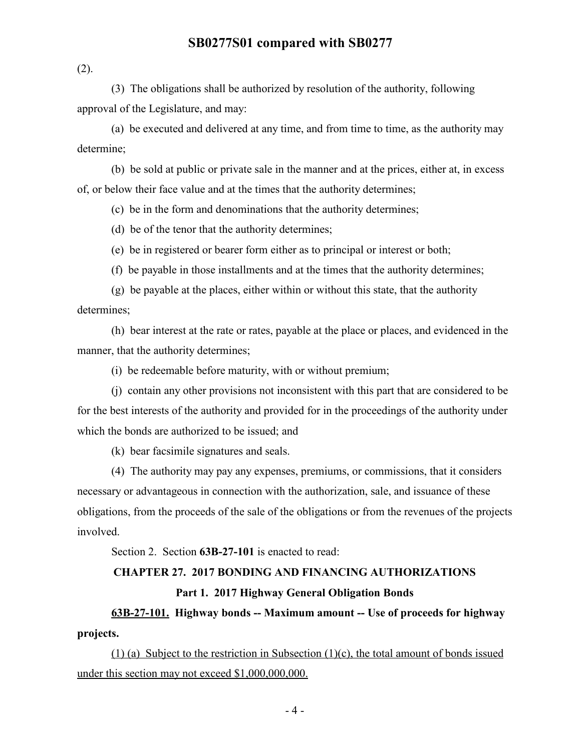(2).

(3) The obligations shall be authorized by resolution of the authority, following approval of the Legislature, and may:

(a) be executed and delivered at any time, and from time to time, as the authority may determine;

(b) be sold at public or private sale in the manner and at the prices, either at, in excess of, or below their face value and at the times that the authority determines;

(c) be in the form and denominations that the authority determines;

(d) be of the tenor that the authority determines;

(e) be in registered or bearer form either as to principal or interest or both;

(f) be payable in those installments and at the times that the authority determines;

(g) be payable at the places, either within or without this state, that the authority determines;

(h) bear interest at the rate or rates, payable at the place or places, and evidenced in the manner, that the authority determines;

(i) be redeemable before maturity, with or without premium;

(j) contain any other provisions not inconsistent with this part that are considered to be for the best interests of the authority and provided for in the proceedings of the authority under which the bonds are authorized to be issued; and

(k) bear facsimile signatures and seals.

(4) The authority may pay any expenses, premiums, or commissions, that it considers necessary or advantageous in connection with the authorization, sale, and issuance of these obligations, from the proceeds of the sale of the obligations or from the revenues of the projects involved.

Section 2. Section **63B-27-101** is enacted to read:

**CHAPTER 27. 2017 BONDING AND FINANCING AUTHORIZATIONS**

**Part 1. 2017 Highway General Obligation Bonds**

**<u>63B-27-101.</u> Highway bonds -- Maximum amount -- Use of proceeds for highway projects.**

<u>(1) (a) Subject to the restriction in Subsection (1)(c), the total amount of bonds issued under this section may not exceed $1,000,000,000.</u>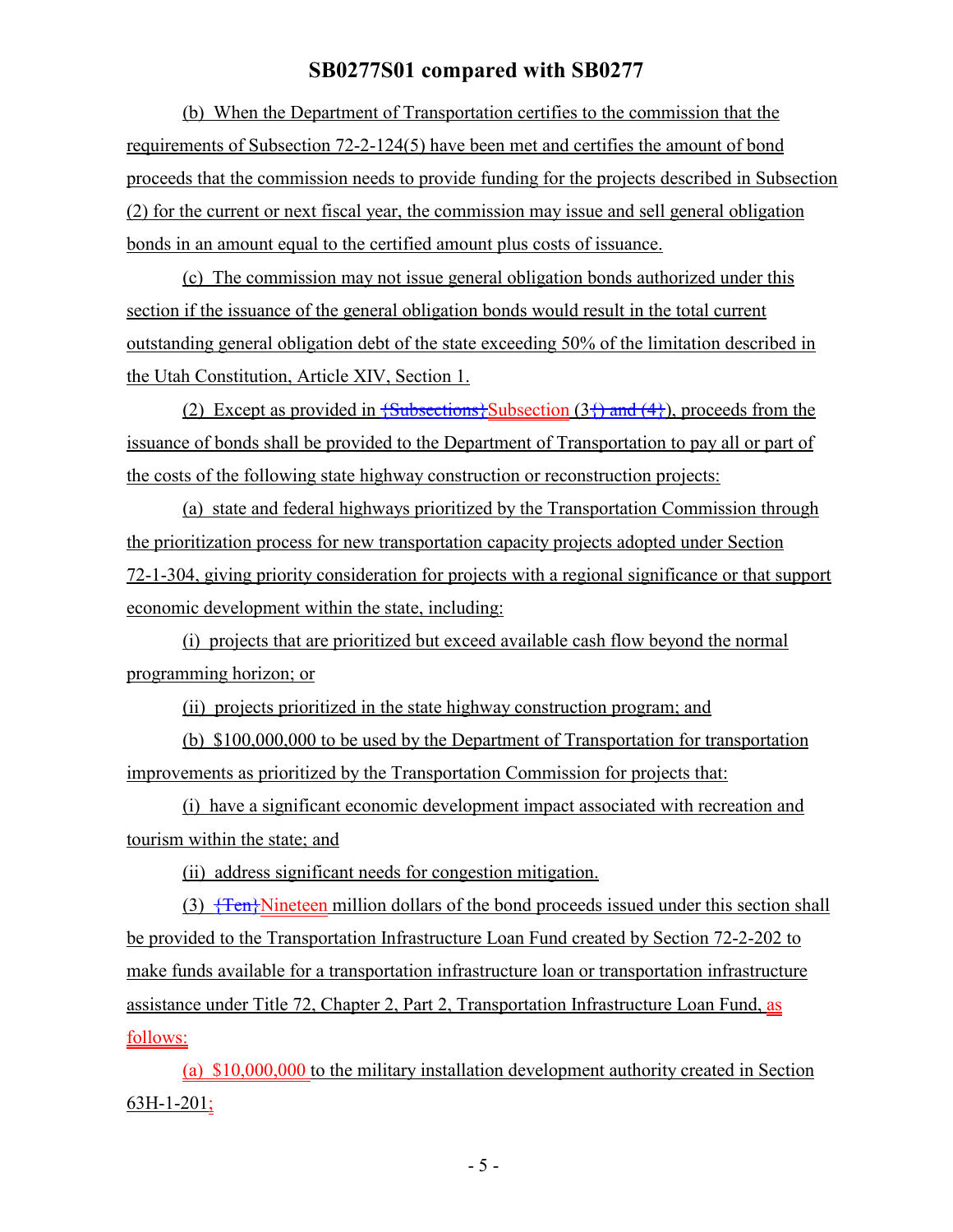(b) When the Department of Transportation certifies to the commission that the requirements of Subsection 72-2-124(5) have been met and certifies the amount of bond proceeds that the commission needs to provide funding for the projects described in Subsection (2) for the current or next fiscal year, the commission may issue and sell general obligation bonds in an amount equal to the certified amount plus costs of issuance.

(c) The commission may not issue general obligation bonds authorized under this section if the issuance of the general obligation bonds would result in the total current outstanding general obligation debt of the state exceeding 50% of the limitation described in the Utah Constitution, Article XIV, Section 1.

(2) Except as provided in {Subsections}Subsection (3{) and (4}), proceeds from the issuance of bonds shall be provided to the Department of Transportation to pay all or part of the costs of the following state highway construction or reconstruction projects:

(a) state and federal highways prioritized by the Transportation Commission through the prioritization process for new transportation capacity projects adopted under Section 72-1-304, giving priority consideration for projects with a regional significance or that support economic development within the state, including:

(i) projects that are prioritized but exceed available cash flow beyond the normal programming horizon; or

(ii) projects prioritized in the state highway construction program; and

(b) $100,000,000 to be used by the Department of Transportation for transportation improvements as prioritized by the Transportation Commission for projects that:

(i) have a significant economic development impact associated with recreation and tourism within the state; and

(ii) address significant needs for congestion mitigation.

(3) {Ten}Nineteen million dollars of the bond proceeds issued under this section shall be provided to the Transportation Infrastructure Loan Fund created by Section 72-2-202 to make funds available for a transportation infrastructure loan or transportation infrastructure assistance under Title 72, Chapter 2, Part 2, Transportation Infrastructure Loan Fund, as follows:

(a) $10,000,000 to the military installation development authority created in Section 63H-1-201;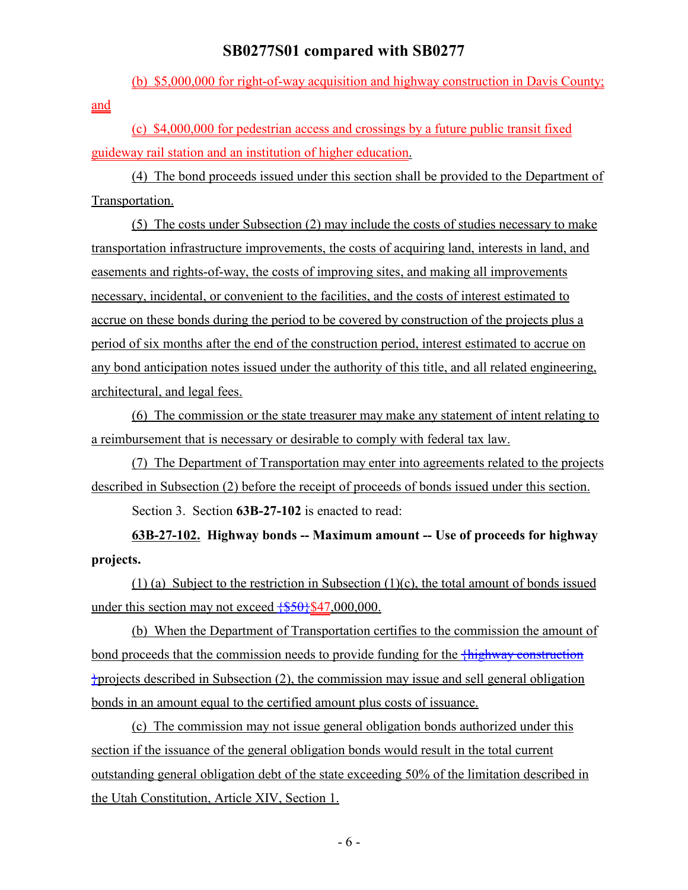(b) $5,000,000 for right-of-way acquisition and highway construction in Davis County; and

(c) $4,000,000 for pedestrian access and crossings by a future public transit fixed guideway rail station and an institution of higher education.

(4) The bond proceeds issued under this section shall be provided to the Department of Transportation.

(5) The costs under Subsection (2) may include the costs of studies necessary to make transportation infrastructure improvements, the costs of acquiring land, interests in land, and easements and rights-of-way, the costs of improving sites, and making all improvements necessary, incidental, or convenient to the facilities, and the costs of interest estimated to accrue on these bonds during the period to be covered by construction of the projects plus a period of six months after the end of the construction period, interest estimated to accrue on any bond anticipation notes issued under the authority of this title, and all related engineering, architectural, and legal fees.

(6) The commission or the state treasurer may make any statement of intent relating to a reimbursement that is necessary or desirable to comply with federal tax law.

(7) The Department of Transportation may enter into agreements related to the projects described in Subsection (2) before the receipt of proceeds of bonds issued under this section.

Section 3. Section **63B-27-102** is enacted to read:

**63B-27-102. Highway bonds -- Maximum amount -- Use of proceeds for highway projects.**

(1) (a) Subject to the restriction in Subsection (1)(c), the total amount of bonds issued under this section may not exceed ~~{$50}~~$47,000,000.

(b) When the Department of Transportation certifies to the commission the amount of bond proceeds that the commission needs to provide funding for the ~~{highway construction }~~projects described in Subsection (2), the commission may issue and sell general obligation bonds in an amount equal to the certified amount plus costs of issuance.

(c) The commission may not issue general obligation bonds authorized under this section if the issuance of the general obligation bonds would result in the total current outstanding general obligation debt of the state exceeding 50% of the limitation described in the Utah Constitution, Article XIV, Section 1.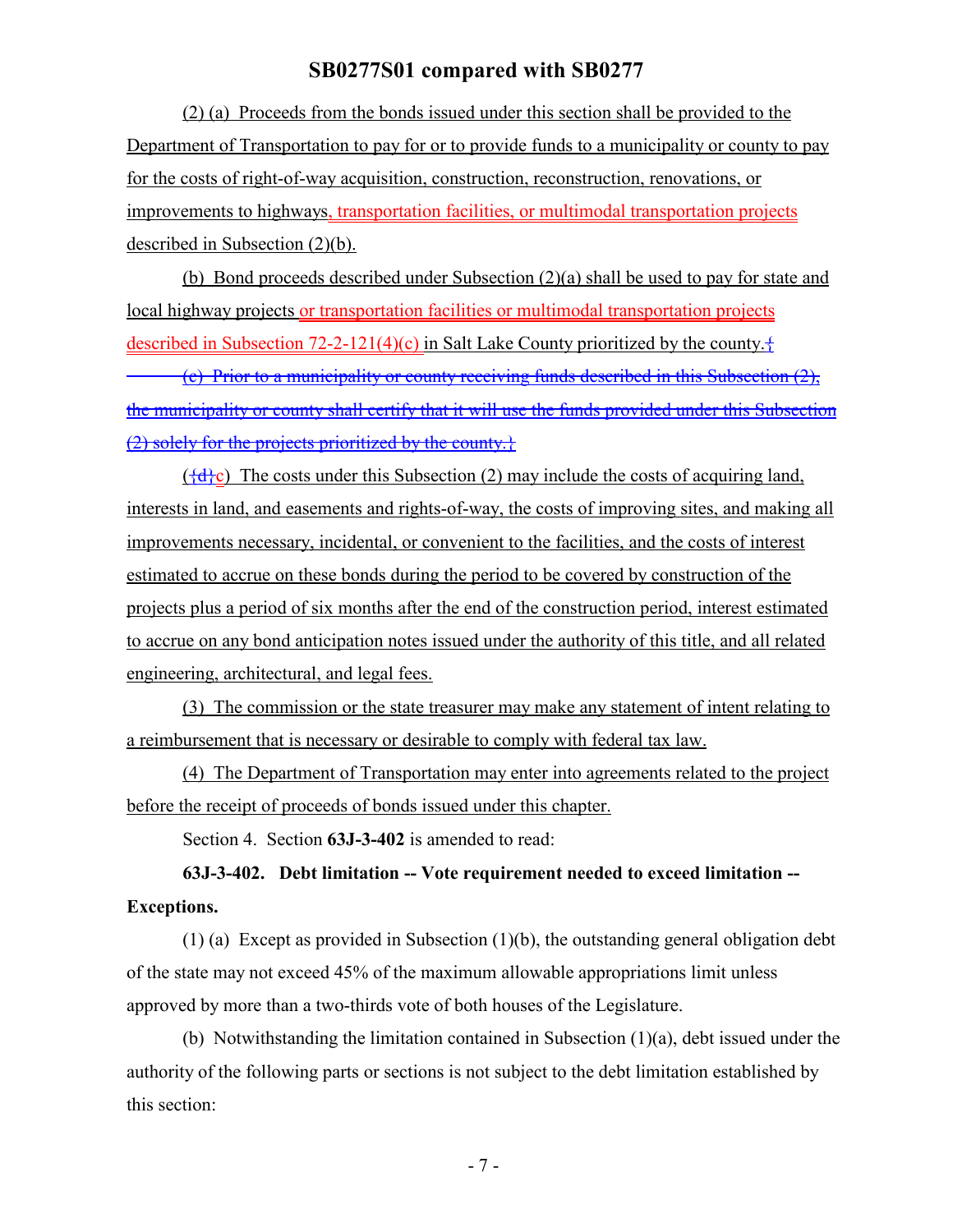(2) (a) Proceeds from the bonds issued under this section shall be provided to the Department of Transportation to pay for or to provide funds to a municipality or county to pay for the costs of right-of-way acquisition, construction, reconstruction, renovations, or improvements to highways, transportation facilities, or multimodal transportation projects described in Subsection (2)(b).

(b) Bond proceeds described under Subsection (2)(a) shall be used to pay for state and local highway projects or transportation facilities or multimodal transportation projects described in Subsection 72-2-121(4)(c) in Salt Lake County prioritized by the county.{

~~(c) Prior to a municipality or county receiving funds described in this Subsection (2), the municipality or county shall certify that it will use the funds provided under this Subsection (2) solely for the projects prioritized by the county.~~}

({d}c) The costs under this Subsection (2) may include the costs of acquiring land, interests in land, and easements and rights-of-way, the costs of improving sites, and making all improvements necessary, incidental, or convenient to the facilities, and the costs of interest estimated to accrue on these bonds during the period to be covered by construction of the projects plus a period of six months after the end of the construction period, interest estimated to accrue on any bond anticipation notes issued under the authority of this title, and all related engineering, architectural, and legal fees.

(3) The commission or the state treasurer may make any statement of intent relating to a reimbursement that is necessary or desirable to comply with federal tax law.

(4) The Department of Transportation may enter into agreements related to the project before the receipt of proceeds of bonds issued under this chapter.

Section 4. Section **63J-3-402** is amended to read:

**63J-3-402. Debt limitation -- Vote requirement needed to exceed limitation -- Exceptions.**

(1) (a) Except as provided in Subsection (1)(b), the outstanding general obligation debt of the state may not exceed 45% of the maximum allowable appropriations limit unless approved by more than a two-thirds vote of both houses of the Legislature.

(b) Notwithstanding the limitation contained in Subsection (1)(a), debt issued under the authority of the following parts or sections is not subject to the debt limitation established by this section: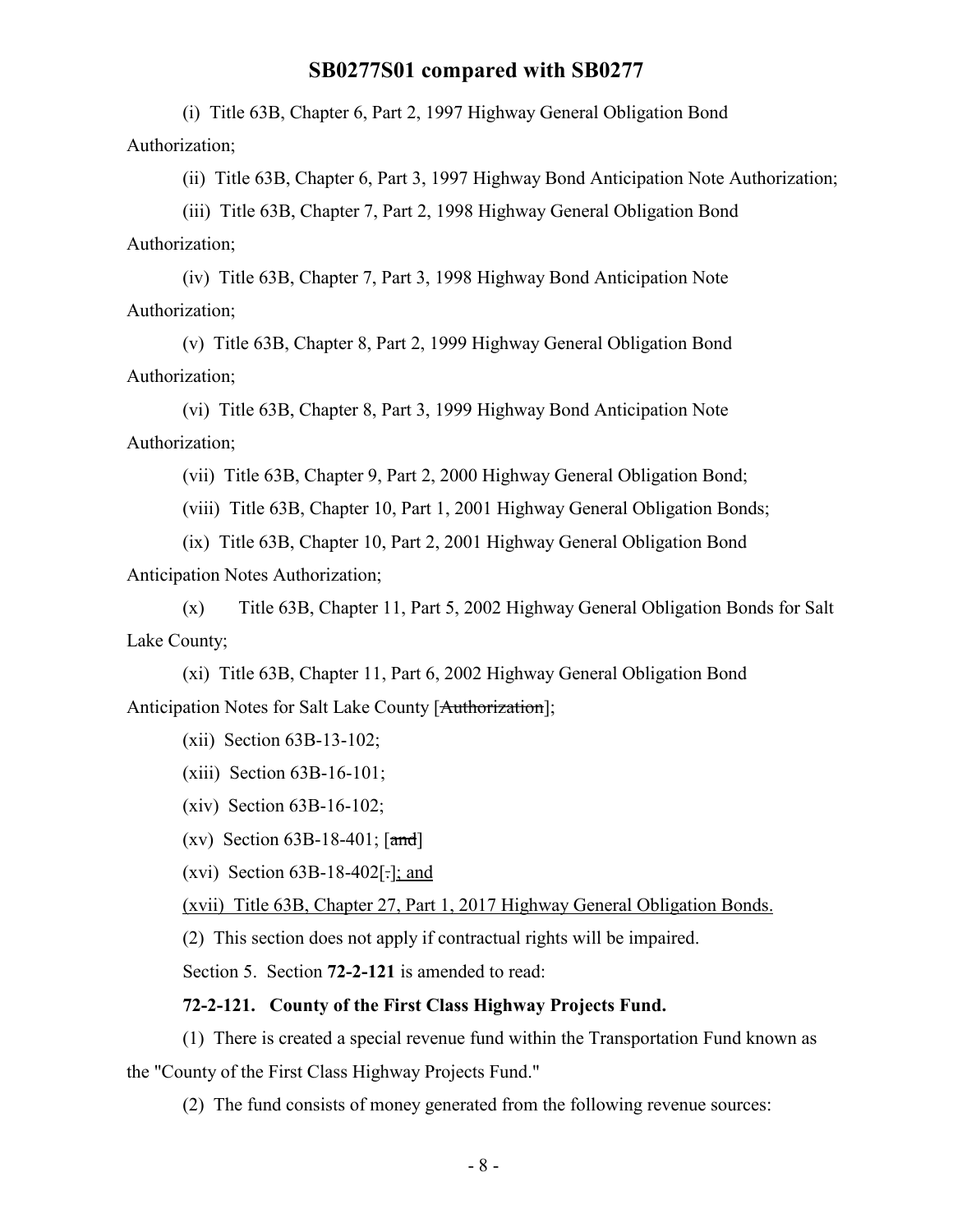(i) Title 63B, Chapter 6, Part 2, 1997 Highway General Obligation Bond Authorization;

(ii) Title 63B, Chapter 6, Part 3, 1997 Highway Bond Anticipation Note Authorization;

(iii) Title 63B, Chapter 7, Part 2, 1998 Highway General Obligation Bond Authorization;

(iv) Title 63B, Chapter 7, Part 3, 1998 Highway Bond Anticipation Note Authorization;

(v) Title 63B, Chapter 8, Part 2, 1999 Highway General Obligation Bond Authorization;

(vi) Title 63B, Chapter 8, Part 3, 1999 Highway Bond Anticipation Note Authorization;

(vii) Title 63B, Chapter 9, Part 2, 2000 Highway General Obligation Bond;

(viii) Title 63B, Chapter 10, Part 1, 2001 Highway General Obligation Bonds;

(ix) Title 63B, Chapter 10, Part 2, 2001 Highway General Obligation Bond Anticipation Notes Authorization;

(x) Title 63B, Chapter 11, Part 5, 2002 Highway General Obligation Bonds for Salt Lake County;

(xi) Title 63B, Chapter 11, Part 6, 2002 Highway General Obligation Bond Anticipation Notes for Salt Lake County [~~Authorization~~];

(xii) Section 63B-13-102;

(xiii) Section 63B-16-101;

(xiv) Section 63B-16-102;

(xv) Section 63B-18-401; [~~and~~]

(xvi) Section 63B-18-402[~~.~~]<u>; and</u>

<u>(xvii) Title 63B, Chapter 27, Part 1, 2017 Highway General Obligation Bonds.</u>

(2) This section does not apply if contractual rights will be impaired.

Section 5. Section **72-2-121** is amended to read:

**72-2-121. County of the First Class Highway Projects Fund.**

(1) There is created a special revenue fund within the Transportation Fund known as the "County of the First Class Highway Projects Fund."

(2) The fund consists of money generated from the following revenue sources: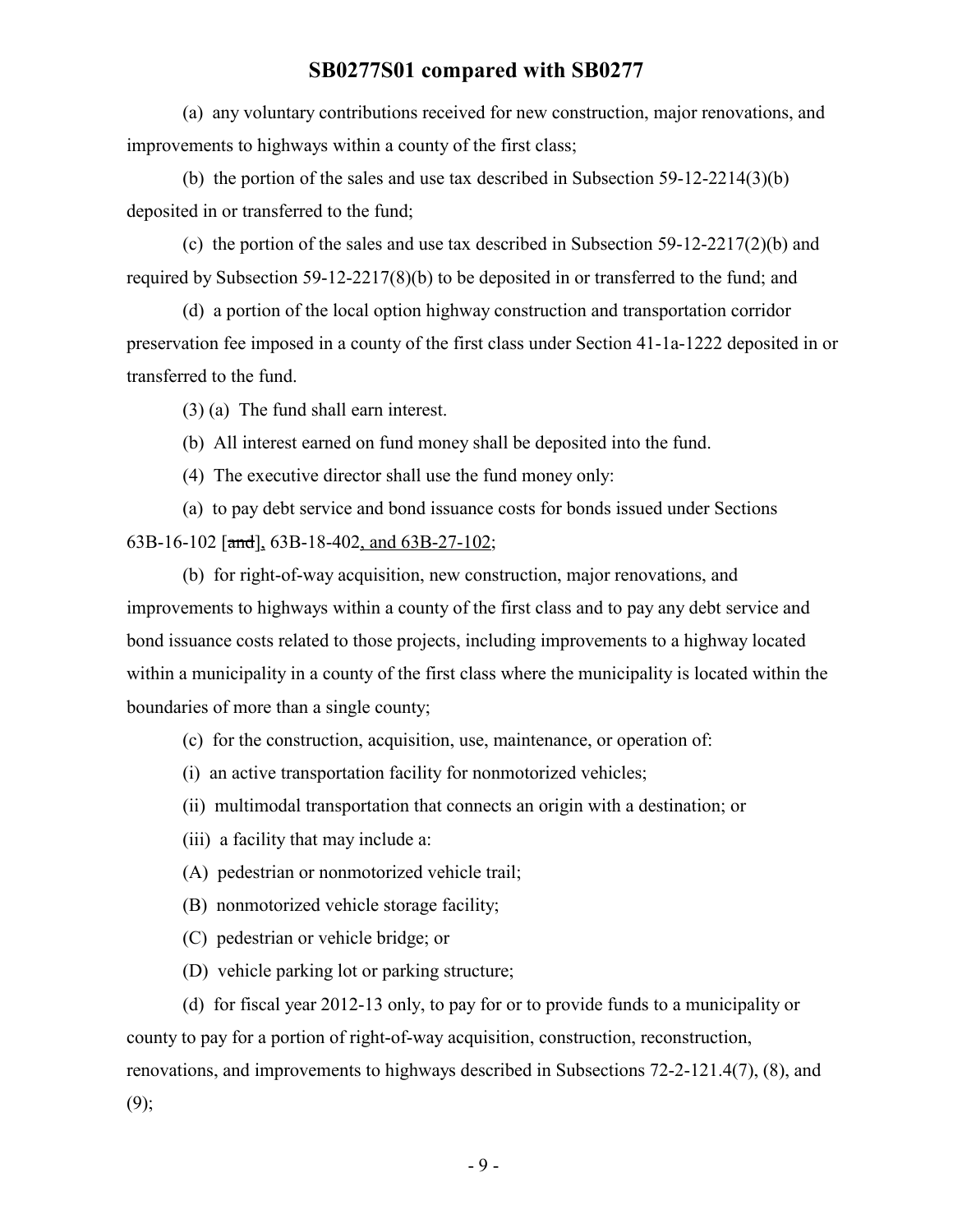(a) any voluntary contributions received for new construction, major renovations, and improvements to highways within a county of the first class;

(b) the portion of the sales and use tax described in Subsection 59-12-2214(3)(b) deposited in or transferred to the fund;

(c) the portion of the sales and use tax described in Subsection 59-12-2217(2)(b) and required by Subsection 59-12-2217(8)(b) to be deposited in or transferred to the fund; and

(d) a portion of the local option highway construction and transportation corridor preservation fee imposed in a county of the first class under Section 41-1a-1222 deposited in or transferred to the fund.

(3) (a) The fund shall earn interest.

(b) All interest earned on fund money shall be deposited into the fund.

(4) The executive director shall use the fund money only:

(a) to pay debt service and bond issuance costs for bonds issued under Sections 63B-16-102 [~~and~~], 63B-18-402, and 63B-27-102;

(b) for right-of-way acquisition, new construction, major renovations, and improvements to highways within a county of the first class and to pay any debt service and bond issuance costs related to those projects, including improvements to a highway located within a municipality in a county of the first class where the municipality is located within the boundaries of more than a single county;

(c) for the construction, acquisition, use, maintenance, or operation of:

(i) an active transportation facility for nonmotorized vehicles;

(ii) multimodal transportation that connects an origin with a destination; or

(iii) a facility that may include a:

(A) pedestrian or nonmotorized vehicle trail;

(B) nonmotorized vehicle storage facility;

(C) pedestrian or vehicle bridge; or

(D) vehicle parking lot or parking structure;

(d) for fiscal year 2012-13 only, to pay for or to provide funds to a municipality or county to pay for a portion of right-of-way acquisition, construction, reconstruction, renovations, and improvements to highways described in Subsections 72-2-121.4(7), (8), and (9);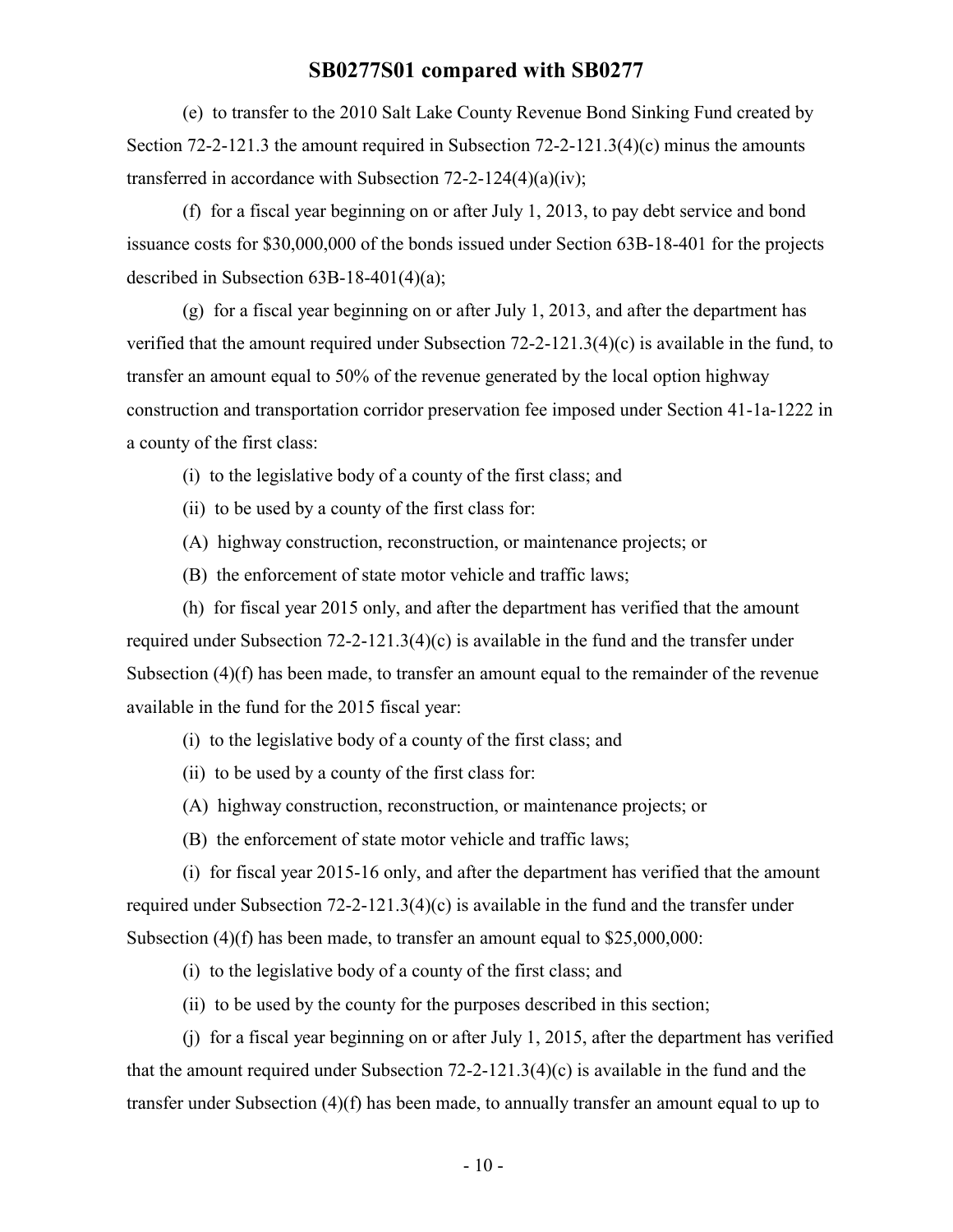(e) to transfer to the 2010 Salt Lake County Revenue Bond Sinking Fund created by Section 72-2-121.3 the amount required in Subsection 72-2-121.3(4)(c) minus the amounts transferred in accordance with Subsection 72-2-124(4)(a)(iv);

(f) for a fiscal year beginning on or after July 1, 2013, to pay debt service and bond issuance costs for $30,000,000 of the bonds issued under Section 63B-18-401 for the projects described in Subsection 63B-18-401(4)(a);

(g) for a fiscal year beginning on or after July 1, 2013, and after the department has verified that the amount required under Subsection 72-2-121.3(4)(c) is available in the fund, to transfer an amount equal to 50% of the revenue generated by the local option highway construction and transportation corridor preservation fee imposed under Section 41-1a-1222 in a county of the first class:

(i) to the legislative body of a county of the first class; and

(ii) to be used by a county of the first class for:

(A) highway construction, reconstruction, or maintenance projects; or

(B) the enforcement of state motor vehicle and traffic laws;

(h) for fiscal year 2015 only, and after the department has verified that the amount required under Subsection 72-2-121.3(4)(c) is available in the fund and the transfer under Subsection (4)(f) has been made, to transfer an amount equal to the remainder of the revenue available in the fund for the 2015 fiscal year:

(i) to the legislative body of a county of the first class; and

(ii) to be used by a county of the first class for:

(A) highway construction, reconstruction, or maintenance projects; or

(B) the enforcement of state motor vehicle and traffic laws;

(i) for fiscal year 2015-16 only, and after the department has verified that the amount required under Subsection 72-2-121.3(4)(c) is available in the fund and the transfer under Subsection (4)(f) has been made, to transfer an amount equal to $25,000,000:

(i) to the legislative body of a county of the first class; and

(ii) to be used by the county for the purposes described in this section;

(j) for a fiscal year beginning on or after July 1, 2015, after the department has verified that the amount required under Subsection 72-2-121.3(4)(c) is available in the fund and the transfer under Subsection (4)(f) has been made, to annually transfer an amount equal to up to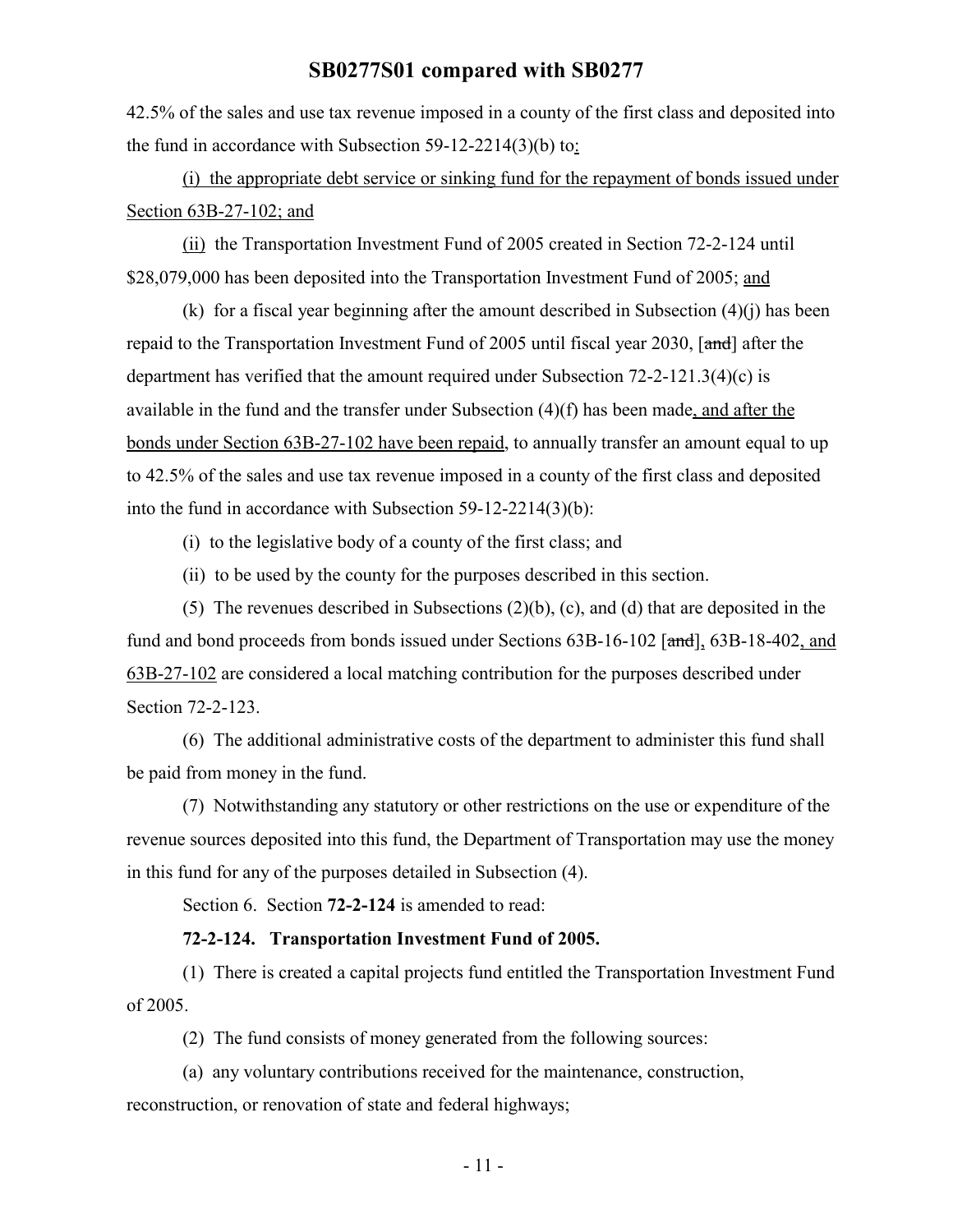42.5% of the sales and use tax revenue imposed in a county of the first class and deposited into the fund in accordance with Subsection 59-12-2214(3)(b) to:

(i) the appropriate debt service or sinking fund for the repayment of bonds issued under Section 63B-27-102; and

(ii) the Transportation Investment Fund of 2005 created in Section 72-2-124 until $28,079,000 has been deposited into the Transportation Investment Fund of 2005; and

(k) for a fiscal year beginning after the amount described in Subsection (4)(j) has been repaid to the Transportation Investment Fund of 2005 until fiscal year 2030, [~~and~~] after the department has verified that the amount required under Subsection 72-2-121.3(4)(c) is available in the fund and the transfer under Subsection (4)(f) has been made, and after the bonds under Section 63B-27-102 have been repaid, to annually transfer an amount equal to up to 42.5% of the sales and use tax revenue imposed in a county of the first class and deposited into the fund in accordance with Subsection 59-12-2214(3)(b):

(i) to the legislative body of a county of the first class; and

(ii) to be used by the county for the purposes described in this section.

(5) The revenues described in Subsections (2)(b), (c), and (d) that are deposited in the fund and bond proceeds from bonds issued under Sections 63B-16-102 [~~and~~], 63B-18-402, and 63B-27-102 are considered a local matching contribution for the purposes described under Section 72-2-123.

(6) The additional administrative costs of the department to administer this fund shall be paid from money in the fund.

(7) Notwithstanding any statutory or other restrictions on the use or expenditure of the revenue sources deposited into this fund, the Department of Transportation may use the money in this fund for any of the purposes detailed in Subsection (4).

Section 6. Section **72-2-124** is amended to read:

**72-2-124. Transportation Investment Fund of 2005.**

(1) There is created a capital projects fund entitled the Transportation Investment Fund of 2005.

(2) The fund consists of money generated from the following sources:

(a) any voluntary contributions received for the maintenance, construction, reconstruction, or renovation of state and federal highways;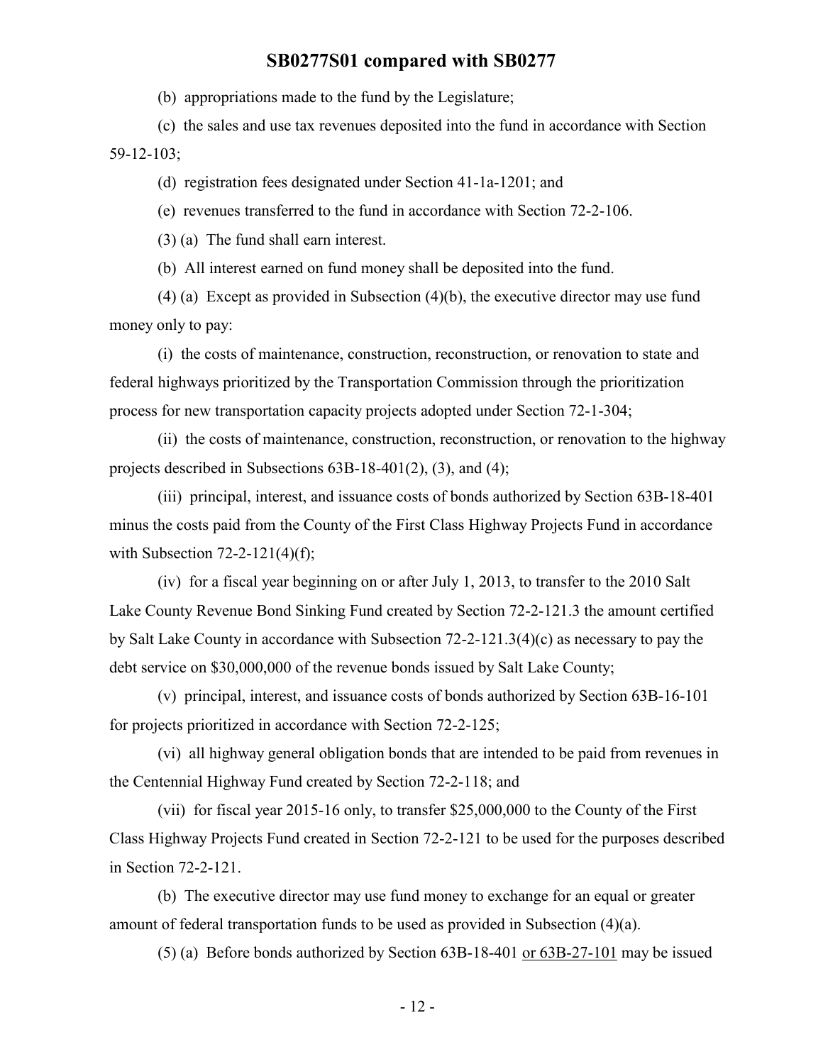(b) appropriations made to the fund by the Legislature;

(c) the sales and use tax revenues deposited into the fund in accordance with Section 59-12-103;

(d) registration fees designated under Section 41-1a-1201; and

(e) revenues transferred to the fund in accordance with Section 72-2-106.

(3) (a) The fund shall earn interest.

(b) All interest earned on fund money shall be deposited into the fund.

(4) (a) Except as provided in Subsection (4)(b), the executive director may use fund money only to pay:

(i) the costs of maintenance, construction, reconstruction, or renovation to state and federal highways prioritized by the Transportation Commission through the prioritization process for new transportation capacity projects adopted under Section 72-1-304;

(ii) the costs of maintenance, construction, reconstruction, or renovation to the highway projects described in Subsections 63B-18-401(2), (3), and (4);

(iii) principal, interest, and issuance costs of bonds authorized by Section 63B-18-401 minus the costs paid from the County of the First Class Highway Projects Fund in accordance with Subsection 72-2-121(4)(f);

(iv) for a fiscal year beginning on or after July 1, 2013, to transfer to the 2010 Salt Lake County Revenue Bond Sinking Fund created by Section 72-2-121.3 the amount certified by Salt Lake County in accordance with Subsection 72-2-121.3(4)(c) as necessary to pay the debt service on $30,000,000 of the revenue bonds issued by Salt Lake County;

(v) principal, interest, and issuance costs of bonds authorized by Section 63B-16-101 for projects prioritized in accordance with Section 72-2-125;

(vi) all highway general obligation bonds that are intended to be paid from revenues in the Centennial Highway Fund created by Section 72-2-118; and

(vii) for fiscal year 2015-16 only, to transfer $25,000,000 to the County of the First Class Highway Projects Fund created in Section 72-2-121 to be used for the purposes described in Section 72-2-121.

(b) The executive director may use fund money to exchange for an equal or greater amount of federal transportation funds to be used as provided in Subsection (4)(a).

(5) (a) Before bonds authorized by Section 63B-18-401 or 63B-27-101 may be issued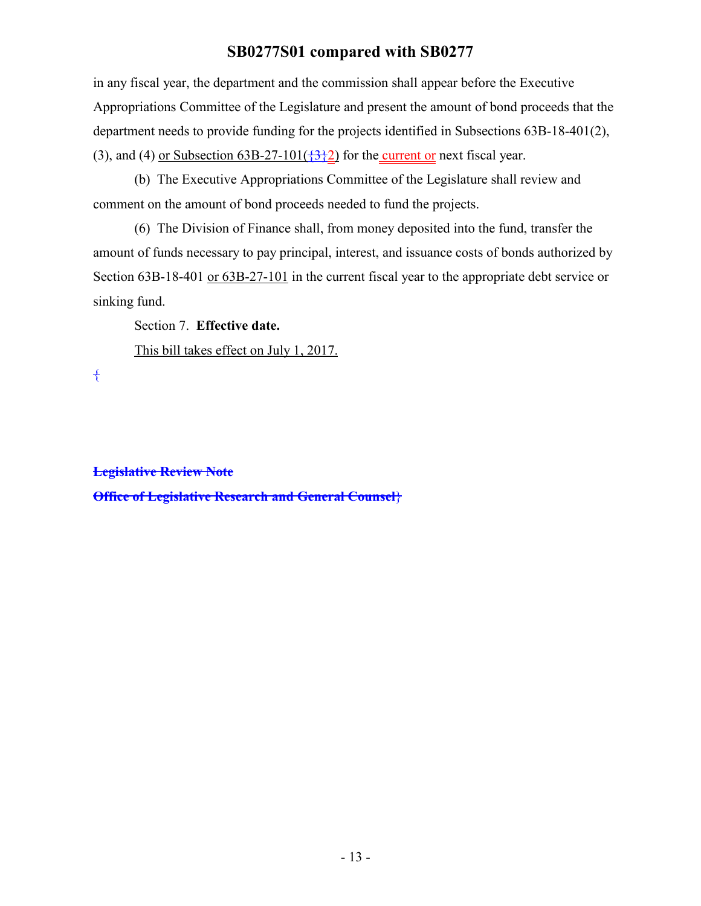in any fiscal year, the department and the commission shall appear before the Executive Appropriations Committee of the Legislature and present the amount of bond proceeds that the department needs to provide funding for the projects identified in Subsections 63B-18-401(2), (3), and (4) or Subsection 63B-27-101({3}2) for the current or next fiscal year.

(b) The Executive Appropriations Committee of the Legislature shall review and comment on the amount of bond proceeds needed to fund the projects.

(6) The Division of Finance shall, from money deposited into the fund, transfer the amount of funds necessary to pay principal, interest, and issuance costs of bonds authorized by Section 63B-18-401 or 63B-27-101 in the current fiscal year to the appropriate debt service or sinking fund.

Section 7. **Effective date.**

This bill takes effect on July 1, 2017.

{

~~**Legislative Review Note**~~

~~**Office of Legislative Research and General Counsel**~~}